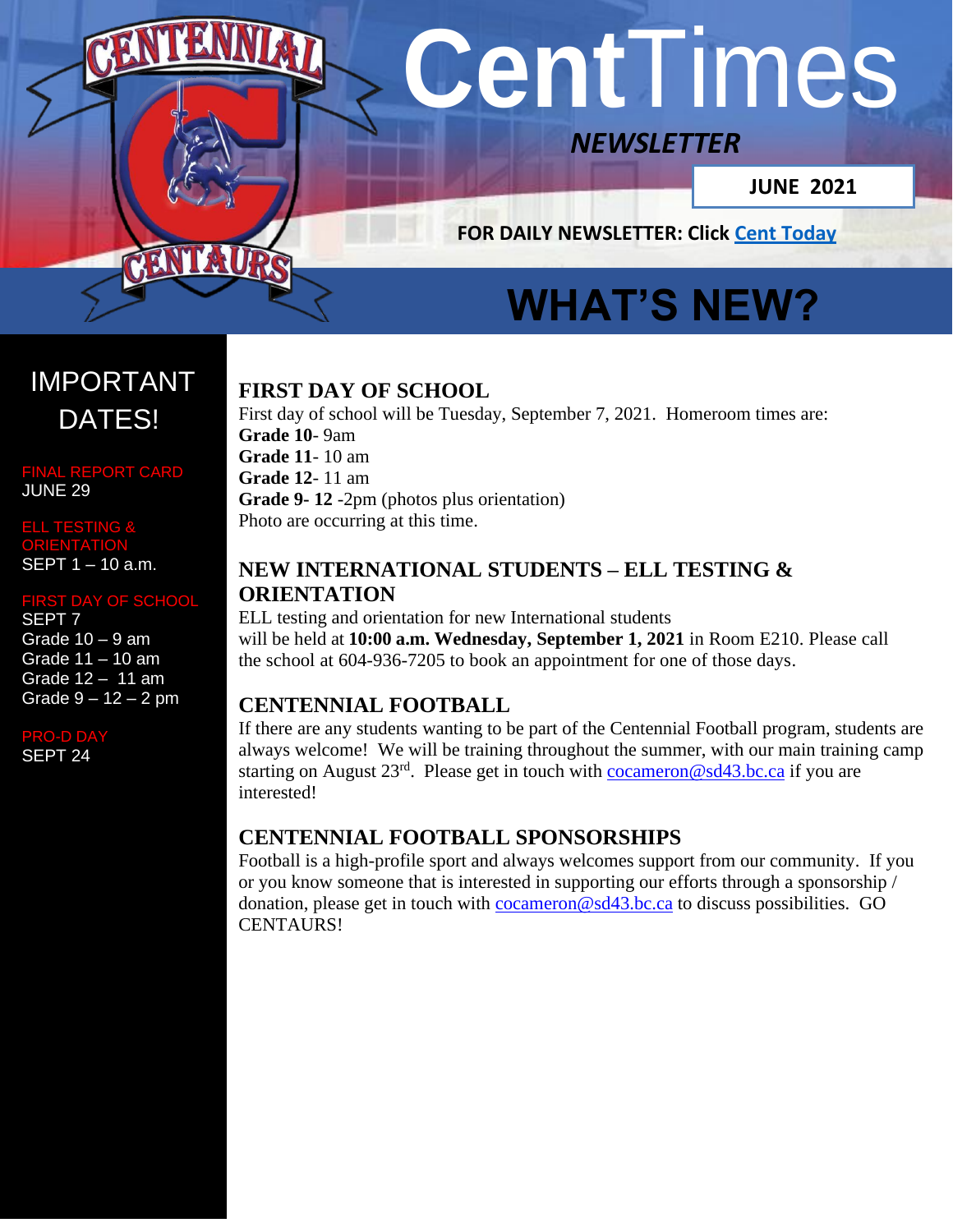# CentTimes

*NEWSLETTER*

**JUNE 2021**

**FOR DAILY NEWSLETTER: Click Cent Today**

# WHAT'S NEW?

## IMPORTANT DATES!

FINAL REPORT CARD
JUNE 29

ELL TESTING & ORIENTATION
SEPT 1 – 10 a.m.

FIRST DAY OF SCHOOL
SEPT 7
Grade 10 – 9 am
Grade 11 – 10 am
Grade 12 – 11 am
Grade 9 – 12 – 2 pm

PRO-D DAY
SEPT 24

## FIRST DAY OF SCHOOL

First day of school will be Tuesday, September 7, 2021. Homeroom times are:
**Grade 10**- 9am
**Grade 11**- 10 am
**Grade 12**- 11 am
**Grade 9- 12** -2pm (photos plus orientation)
Photo are occurring at this time.

## NEW INTERNATIONAL STUDENTS – ELL TESTING & ORIENTATION

ELL testing and orientation for new International students will be held at **10:00 a.m. Wednesday, September 1, 2021** in Room E210. Please call the school at 604-936-7205 to book an appointment for one of those days.

## CENTENNIAL FOOTBALL

If there are any students wanting to be part of the Centennial Football program, students are always welcome! We will be training throughout the summer, with our main training camp starting on August 23rd. Please get in touch with cocameron@sd43.bc.ca if you are interested!

## CENTENNIAL FOOTBALL SPONSORSHIPS

Football is a high-profile sport and always welcomes support from our community. If you or you know someone that is interested in supporting our efforts through a sponsorship / donation, please get in touch with cocameron@sd43.bc.ca to discuss possibilities. GO CENTAURS!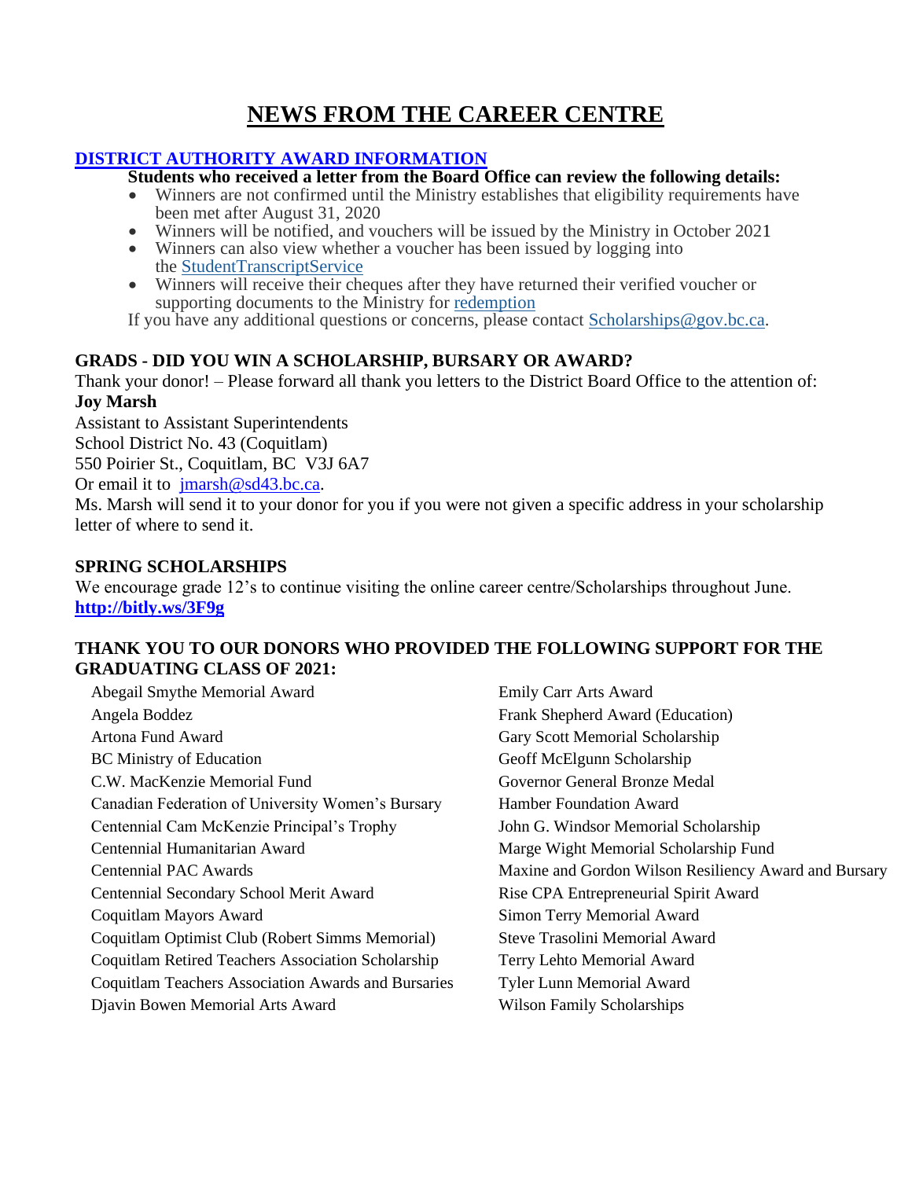# NEWS FROM THE CAREER CENTRE

## [DISTRICT AUTHORITY AWARD INFORMATION]

**Students who received a letter from the Board Office can review the following details:**

- Winners are not confirmed until the Ministry establishes that eligibility requirements have been met after August 31, 2020
- Winners will be notified, and vouchers will be issued by the Ministry in October 2021
- Winners can also view whether a voucher has been issued by logging into the StudentTranscriptService
- Winners will receive their cheques after they have returned their verified voucher or supporting documents to the Ministry for redemption

If you have any additional questions or concerns, please contact Scholarships@gov.bc.ca.

### GRADS - DID YOU WIN A SCHOLARSHIP, BURSARY OR AWARD?

Thank your donor! – Please forward all thank you letters to the District Board Office to the attention of:

**Joy Marsh**
Assistant to Assistant Superintendents
School District No. 43 (Coquitlam)
550 Poirier St., Coquitlam, BC V3J 6A7
Or email it to jmarsh@sd43.bc.ca.

Ms. Marsh will send it to your donor for you if you were not given a specific address in your scholarship letter of where to send it.

### SPRING SCHOLARSHIPS

We encourage grade 12's to continue visiting the online career centre/Scholarships throughout June.
**http://bitly.ws/3F9g**

### THANK YOU TO OUR DONORS WHO PROVIDED THE FOLLOWING SUPPORT FOR THE GRADUATING CLASS OF 2021:

Abegail Smythe Memorial Award
Angela Boddez
Artona Fund Award
BC Ministry of Education
C.W. MacKenzie Memorial Fund
Canadian Federation of University Women's Bursary
Centennial Cam McKenzie Principal's Trophy
Centennial Humanitarian Award
Centennial PAC Awards
Centennial Secondary School Merit Award
Coquitlam Mayors Award
Coquitlam Optimist Club (Robert Simms Memorial)
Coquitlam Retired Teachers Association Scholarship
Coquitlam Teachers Association Awards and Bursaries
Djavin Bowen Memorial Arts Award
Emily Carr Arts Award
Frank Shepherd Award (Education)
Gary Scott Memorial Scholarship
Geoff McElgunn Scholarship
Governor General Bronze Medal
Hamber Foundation Award
John G. Windsor Memorial Scholarship
Marge Wight Memorial Scholarship Fund
Maxine and Gordon Wilson Resiliency Award and Bursary
Rise CPA Entrepreneurial Spirit Award
Simon Terry Memorial Award
Steve Trasolini Memorial Award
Terry Lehto Memorial Award
Tyler Lunn Memorial Award
Wilson Family Scholarships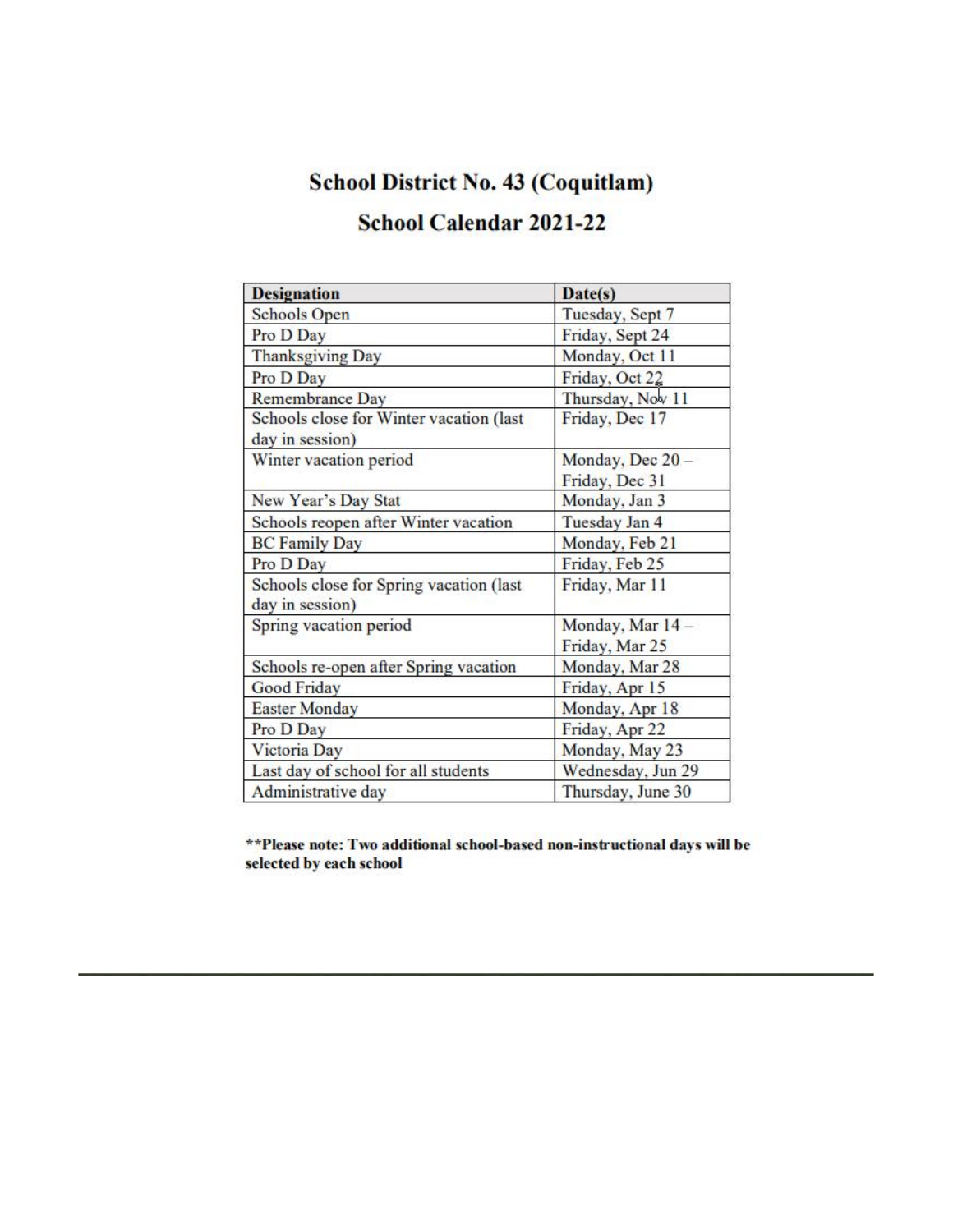# School District No. 43 (Coquitlam)

## School Calendar 2021-22

| Designation | Date(s) |
|---|---|
| Schools Open | Tuesday, Sept 7 |
| Pro D Day | Friday, Sept 24 |
| Thanksgiving Day | Monday, Oct 11 |
| Pro D Day | Friday, Oct 22 |
| Remembrance Day | Thursday, Nov 11 |
| Schools close for Winter vacation (last day in session) | Friday, Dec 17 |
| Winter vacation period | Monday, Dec 20 – Friday, Dec 31 |
| New Year's Day Stat | Monday, Jan 3 |
| Schools reopen after Winter vacation | Tuesday Jan 4 |
| BC Family Day | Monday, Feb 21 |
| Pro D Day | Friday, Feb 25 |
| Schools close for Spring vacation (last day in session) | Friday, Mar 11 |
| Spring vacation period | Monday, Mar 14 – Friday, Mar 25 |
| Schools re-open after Spring vacation | Monday, Mar 28 |
| Good Friday | Friday, Apr 15 |
| Easter Monday | Monday, Apr 18 |
| Pro D Day | Friday, Apr 22 |
| Victoria Day | Monday, May 23 |
| Last day of school for all students | Wednesday, Jun 29 |
| Administrative day | Thursday, June 30 |

**\*\*Please note: Two additional school-based non-instructional days will be selected by each school**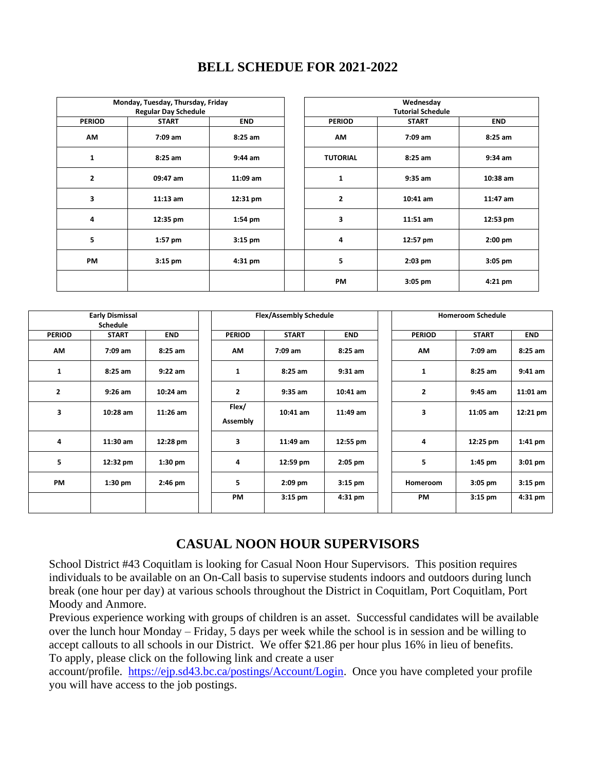# BELL SCHEDULE FOR 2021-2022

| Monday, Tuesday, Thursday, Friday Regular Day Schedule | | |
|---|---|---|
| **PERIOD** | **START** | **END** |
| AM | 7:09 am | 8:25 am |
| 1 | 8:25 am | 9:44 am |
| 2 | 09:47 am | 11:09 am |
| 3 | 11:13 am | 12:31 pm |
| 4 | 12:35 pm | 1:54 pm |
| 5 | 1:57 pm | 3:15 pm |
| PM | 3:15 pm | 4:31 pm |

| Wednesday Tutorial Schedule | | |
|---|---|---|
| **PERIOD** | **START** | **END** |
| AM | 7:09 am | 8:25 am |
| TUTORIAL | 8:25 am | 9:34 am |
| 1 | 9:35 am | 10:38 am |
| 2 | 10:41 am | 11:47 am |
| 3 | 11:51 am | 12:53 pm |
| 4 | 12:57 pm | 2:00 pm |
| 5 | 2:03 pm | 3:05 pm |
| PM | 3:05 pm | 4:21 pm |

| Early Dismissal Schedule | | |
|---|---|---|
| **PERIOD** | **START** | **END** |
| AM | 7:09 am | 8:25 am |
| 1 | 8:25 am | 9:22 am |
| 2 | 9:26 am | 10:24 am |
| 3 | 10:28 am | 11:26 am |
| 4 | 11:30 am | 12:28 pm |
| 5 | 12:32 pm | 1:30 pm |
| PM | 1:30 pm | 2:46 pm |

| Flex/Assembly Schedule | | |
|---|---|---|
| **PERIOD** | **START** | **END** |
| AM | 7:09 am | 8:25 am |
| 1 | 8:25 am | 9:31 am |
| 2 | 9:35 am | 10:41 am |
| Flex/ Assembly | 10:41 am | 11:49 am |
| 3 | 11:49 am | 12:55 pm |
| 4 | 12:59 pm | 2:05 pm |
| 5 | 2:09 pm | 3:15 pm |
| PM | 3:15 pm | 4:31 pm |

| Homeroom Schedule | | |
|---|---|---|
| **PERIOD** | **START** | **END** |
| AM | 7:09 am | 8:25 am |
| 1 | 8:25 am | 9:41 am |
| 2 | 9:45 am | 11:01 am |
| 3 | 11:05 am | 12:21 pm |
| 4 | 12:25 pm | 1:41 pm |
| 5 | 1:45 pm | 3:01 pm |
| Homeroom | 3:05 pm | 3:15 pm |
| PM | 3:15 pm | 4:31 pm |

## CASUAL NOON HOUR SUPERVISORS

School District #43 Coquitlam is looking for Casual Noon Hour Supervisors. This position requires individuals to be available on an On-Call basis to supervise students indoors and outdoors during lunch break (one hour per day) at various schools throughout the District in Coquitlam, Port Coquitlam, Port Moody and Anmore.

Previous experience working with groups of children is an asset. Successful candidates will be available over the lunch hour Monday – Friday, 5 days per week while the school is in session and be willing to accept callouts to all schools in our District. We offer $21.86 per hour plus 16% in lieu of benefits.

To apply, please click on the following link and create a user account/profile. https://ejp.sd43.bc.ca/postings/Account/Login. Once you have completed your profile you will have access to the job postings.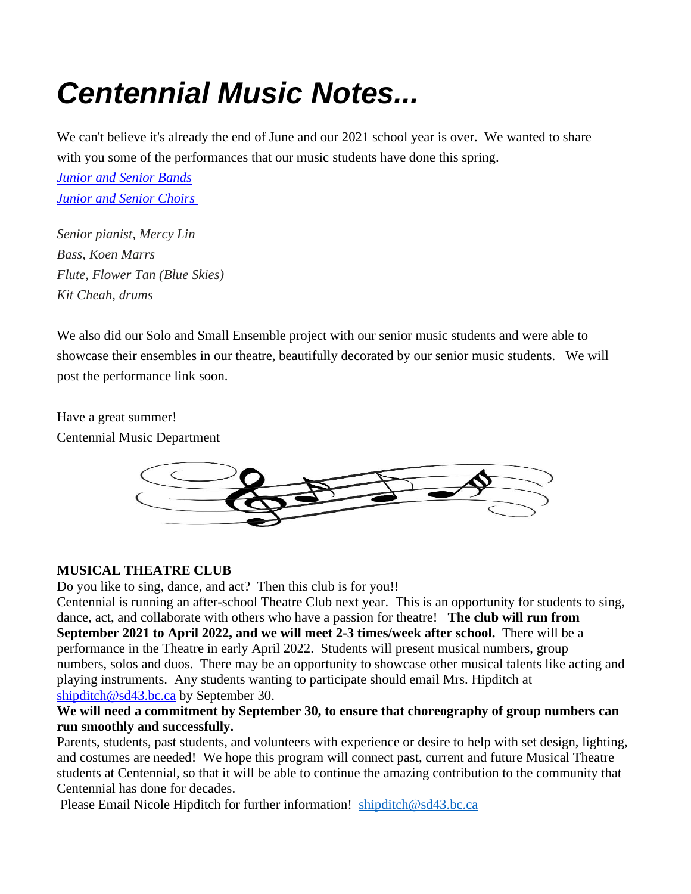# *Centennial Music Notes...*

We can't believe it's already the end of June and our 2021 school year is over. We wanted to share with you some of the performances that our music students have done this spring.

*Junior and Senior Bands*

*Junior and Senior Choirs*

*Senior pianist, Mercy Lin*
*Bass, Koen Marrs*
*Flute, Flower Tan (Blue Skies)*
*Kit Cheah, drums*

We also did our Solo and Small Ensemble project with our senior music students and were able to showcase their ensembles in our theatre, beautifully decorated by our senior music students. We will post the performance link soon.

Have a great summer!
Centennial Music Department

**MUSICAL THEATRE CLUB**

Do you like to sing, dance, and act? Then this club is for you!!

Centennial is running an after-school Theatre Club next year. This is an opportunity for students to sing, dance, act, and collaborate with others who have a passion for theatre! **The club will run from September 2021 to April 2022, and we will meet 2-3 times/week after school.** There will be a performance in the Theatre in early April 2022. Students will present musical numbers, group numbers, solos and duos. There may be an opportunity to showcase other musical talents like acting and playing instruments. Any students wanting to participate should email Mrs. Hipditch at shipditch@sd43.bc.ca by September 30.

**We will need a commitment by September 30, to ensure that choreography of group numbers can run smoothly and successfully.**

Parents, students, past students, and volunteers with experience or desire to help with set design, lighting, and costumes are needed! We hope this program will connect past, current and future Musical Theatre students at Centennial, so that it will be able to continue the amazing contribution to the community that Centennial has done for decades.

Please Email Nicole Hipditch for further information! shipditch@sd43.bc.ca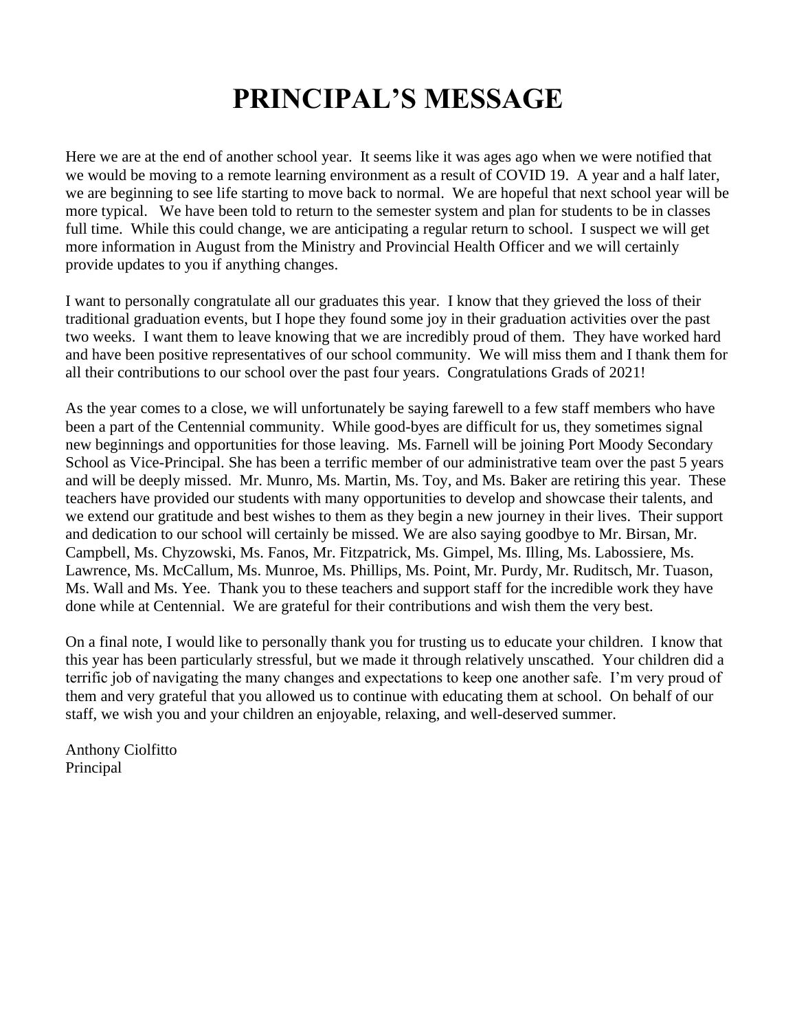# PRINCIPAL'S MESSAGE

Here we are at the end of another school year. It seems like it was ages ago when we were notified that we would be moving to a remote learning environment as a result of COVID 19. A year and a half later, we are beginning to see life starting to move back to normal. We are hopeful that next school year will be more typical. We have been told to return to the semester system and plan for students to be in classes full time. While this could change, we are anticipating a regular return to school. I suspect we will get more information in August from the Ministry and Provincial Health Officer and we will certainly provide updates to you if anything changes.

I want to personally congratulate all our graduates this year. I know that they grieved the loss of their traditional graduation events, but I hope they found some joy in their graduation activities over the past two weeks. I want them to leave knowing that we are incredibly proud of them. They have worked hard and have been positive representatives of our school community. We will miss them and I thank them for all their contributions to our school over the past four years. Congratulations Grads of 2021!

As the year comes to a close, we will unfortunately be saying farewell to a few staff members who have been a part of the Centennial community. While good-byes are difficult for us, they sometimes signal new beginnings and opportunities for those leaving. Ms. Farnell will be joining Port Moody Secondary School as Vice-Principal. She has been a terrific member of our administrative team over the past 5 years and will be deeply missed. Mr. Munro, Ms. Martin, Ms. Toy, and Ms. Baker are retiring this year. These teachers have provided our students with many opportunities to develop and showcase their talents, and we extend our gratitude and best wishes to them as they begin a new journey in their lives. Their support and dedication to our school will certainly be missed. We are also saying goodbye to Mr. Birsan, Mr. Campbell, Ms. Chyzowski, Ms. Fanos, Mr. Fitzpatrick, Ms. Gimpel, Ms. Illing, Ms. Labossiere, Ms. Lawrence, Ms. McCallum, Ms. Munroe, Ms. Phillips, Ms. Point, Mr. Purdy, Mr. Ruditsch, Mr. Tuason, Ms. Wall and Ms. Yee. Thank you to these teachers and support staff for the incredible work they have done while at Centennial. We are grateful for their contributions and wish them the very best.

On a final note, I would like to personally thank you for trusting us to educate your children. I know that this year has been particularly stressful, but we made it through relatively unscathed. Your children did a terrific job of navigating the many changes and expectations to keep one another safe. I'm very proud of them and very grateful that you allowed us to continue with educating them at school. On behalf of our staff, we wish you and your children an enjoyable, relaxing, and well-deserved summer.

Anthony Ciolfitto
Principal